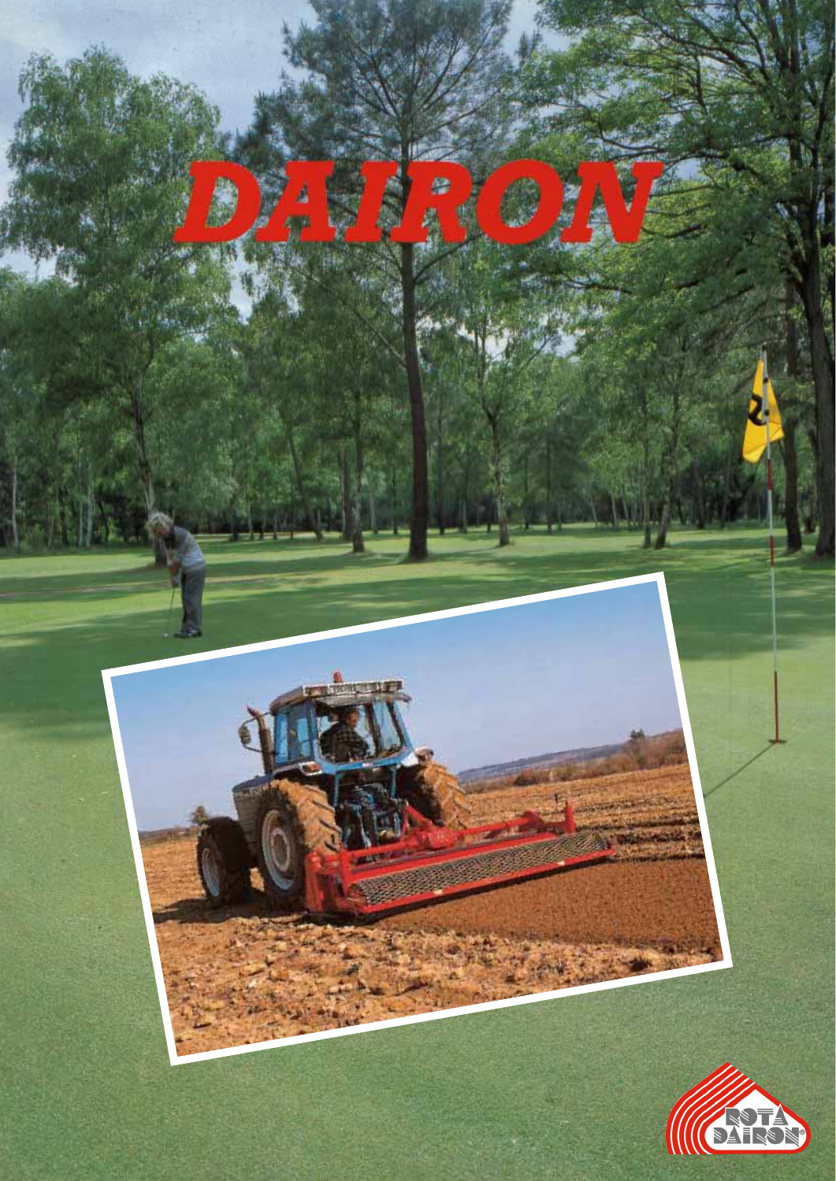# DAIRON

ROTA DAIRON®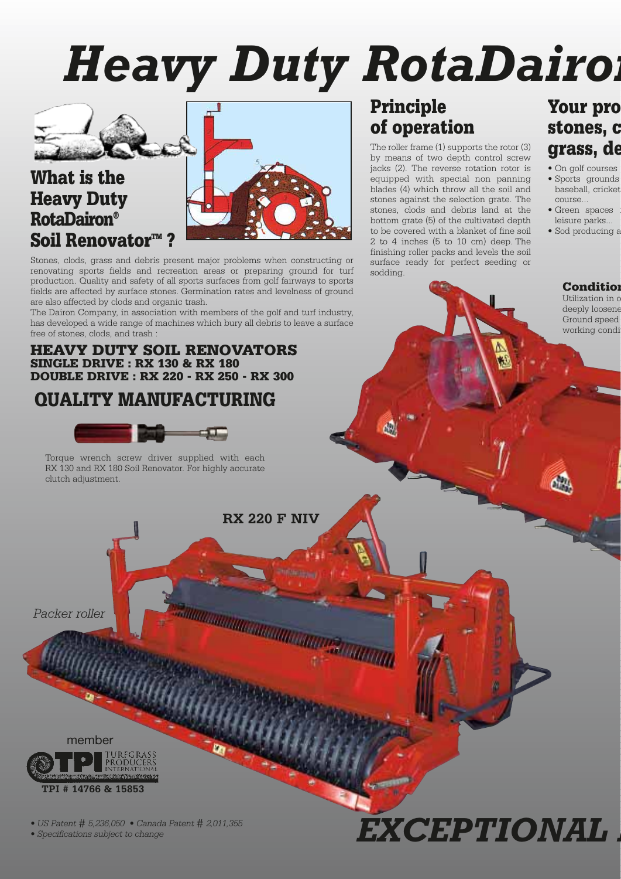# Heavy Duty RotaDairon

## What is the Heavy Duty RotaDairon® Soil Renovator™ ?

Stones, clods, grass and debris present major problems when constructing or renovating sports fields and recreation areas or preparing ground for turf production. Quality and safety of all sports surfaces from golf fairways to sports fields are affected by surface stones. Germination rates and levelness of ground are also affected by clods and organic trash.

The Dairon Company, in association with members of the golf and turf industry, has developed a wide range of machines which bury all debris to leave a surface free of stones, clods, and trash :

### HEAVY DUTY SOIL RENOVATORS
**SINGLE DRIVE : RX 130 & RX 180**
**DOUBLE DRIVE : RX 220 - RX 250 - RX 300**

## QUALITY MANUFACTURING

Torque wrench screw driver supplied with each RX 130 and RX 180 Soil Renovator. For highly accurate clutch adjustment.

**RX 220 F NIV**

*Packer roller*

member TPI TURFGRASS PRODUCERS INTERNATIONAL

**TPI # 14766 & 15853**

*• US Patent # 5,236,050 • Canada Patent # 2,011,355*
*• Specifications subject to change*

## Principle of operation

The roller frame (1) supports the rotor (3) by means of two depth control screw jacks (2). The reverse rotation rotor is equipped with special non panning blades (4) which throw all the soil and stones against the selection grate. The stones, clods and debris land at the bottom grate (5) of the cultivated depth to be covered with a blanket of fine soil 2 to 4 inches (5 to 10 cm) deep. The finishing roller packs and levels the soil surface ready for perfect seeding or sodding.

## Your pro stones, c grass, de

- On golf courses
- Sports grounds baseball, cricket course...
- Green spaces leisure parks...
- Sod producing a

### Condition

Utilization in o deeply loosene Ground speed working condi

# EXCEPTIONAL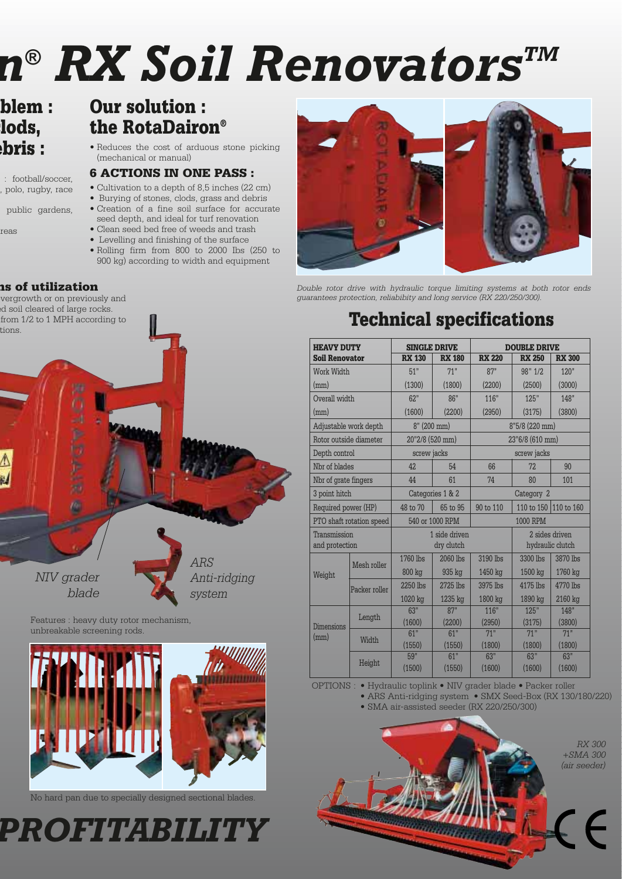# n® RX Soil Renovators™

## blem : lods, ebris :

: football/soccer, , polo, rugby, race

public gardens,

reas

## Our solution : the RotaDairon®

- Reduces the cost of arduous stone picking (mechanical or manual)

### 6 ACTIONS IN ONE PASS :

- Cultivation to a depth of 8,5 inches (22 cm)
- Burying of stones, clods, grass and debris
- Creation of a fine soil surface for accurate seed depth, and ideal for turf renovation
- Clean seed bed free of weeds and trash
- Levelling and finishing of the surface
- Rolling firm from 800 to 2000 lbs (250 to 900 kg) according to width and equipment

### ns of utilization

vergrowth or on previously and ed soil cleared of large rocks. from 1/2 to 1 MPH according to tions.

*Double rotor drive with hydraulic torque limiting systems at both rotor ends guarantees protection, reliabiity and long service (RX 220/250/300).*

*NIV grader blade*

*ARS Anti-ridging system*

Features : heavy duty rotor mechanism, unbreakable screening rods.

No hard pan due to specially designed sectional blades.

## Technical specifications

| HEAVY DUTY Soil Renovator | | SINGLE DRIVE RX 130 | SINGLE DRIVE RX 180 | DOUBLE DRIVE RX 220 | DOUBLE DRIVE RX 250 | DOUBLE DRIVE RX 300 |
|---|---|---|---|---|---|---|
| Work Width (mm) | | 51" (1300) | 71" (1800) | 87" (2200) | 98" 1/2 (2500) | 120" (3000) |
| Overall width (mm) | | 62" (1600) | 86" (2200) | 116" (2950) | 125" (3175) | 148" (3800) |
| Adjustable work depth | | 8" (200 mm) | | 8"5/8 (220 mm) | | |
| Rotor outside diameter | | 20"2/8 (520 mm) | | 23"6/8 (610 mm) | | |
| Depth control | | screw jacks | | screw jacks | | |
| Nbr of blades | | 42 | 54 | 66 | 72 | 90 |
| Nbr of grate fingers | | 44 | 61 | 74 | 80 | 101 |
| 3 point hitch | | Categories 1 & 2 | | Category 2 | | |
| Required power (HP) | | 48 to 70 | 65 to 95 | 90 to 110 | 110 to 150 | 110 to 160 |
| PTO shaft rotation speed | | 540 or 1000 RPM | | 1000 RPM | | |
| Transmission and protection | | 1 side driven dry clutch | | | 2 sides driven hydraulic clutch | |
| Weight | Mesh roller | 1760 lbs 800 kg | 2060 lbs 935 kg | 3190 lbs 1450 kg | 3300 lbs 1500 kg | 3870 lbs 1760 kg |
| | Packer roller | 2250 lbs 1020 kg | 2725 lbs 1235 kg | 3975 lbs 1800 kg | 4175 lbs 1890 kg | 4770 lbs 2160 kg |
| Dimensions (mm) | Length | 63" (1600) | 87" (2200) | 116" (2950) | 125" (3175) | 148" (3800) |
| | Width | 61" (1550) | 61" (1550) | 71" (1800) | 71" (1800) | 71" (1800) |
| | Height | 59" (1500) | 61" (1550) | 63" (1600) | 63" (1600) | 63" (1600) |

OPTIONS :
- Hydraulic toplink • NIV grader blade • Packer roller
- ARS Anti-ridging system • SMX Seed-Box (RX 130/180/220)
- SMA air-assisted seeder (RX 220/250/300)

*RX 300 +SMA 300 (air seeder)*

# PROFITABILITY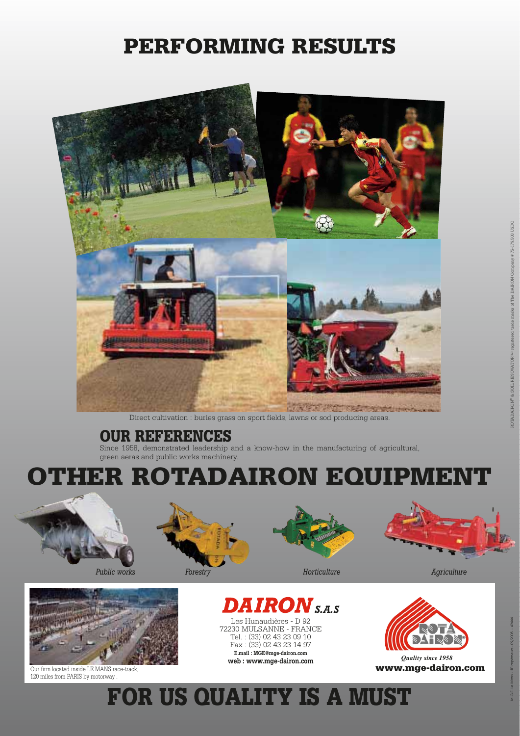# PERFORMING RESULTS

Direct cultivation : buries grass on sport fields, lawns or sod producing areas.

## OUR REFERENCES

Since 1958, demonstrated leadership and a know-how in the manufacturing of agricultural, green aeras and public works machinery.

# OTHER ROTADAIRON EQUIPMENT

*Public works* *Forestry* *Horticulture* *Agriculture*

Our firm located inside LE MANS race-track, 120 miles from PARIS by motorway .

**DAIRON S.A.S**

Les Hunaudières - D 92
72230 MULSANNE - FRANCE
Tel. : (33) 02 43 23 09 10
Fax : (33) 02 43 23 14 97
**E.mail : MGE@mge-dairon.com**
**web : www.mge-dairon.com**

*Quality since 1958*
**www.mge-dairon.com**

# FOR US QUALITY IS A MUST

ROTADAIRON® & SOIL RENOVATOR™ registered trade marks of The DAIRON Company # 75-173508 USDC

M.G.E. Le Mans - IF Imprimeurs - 09/2005 - 49444